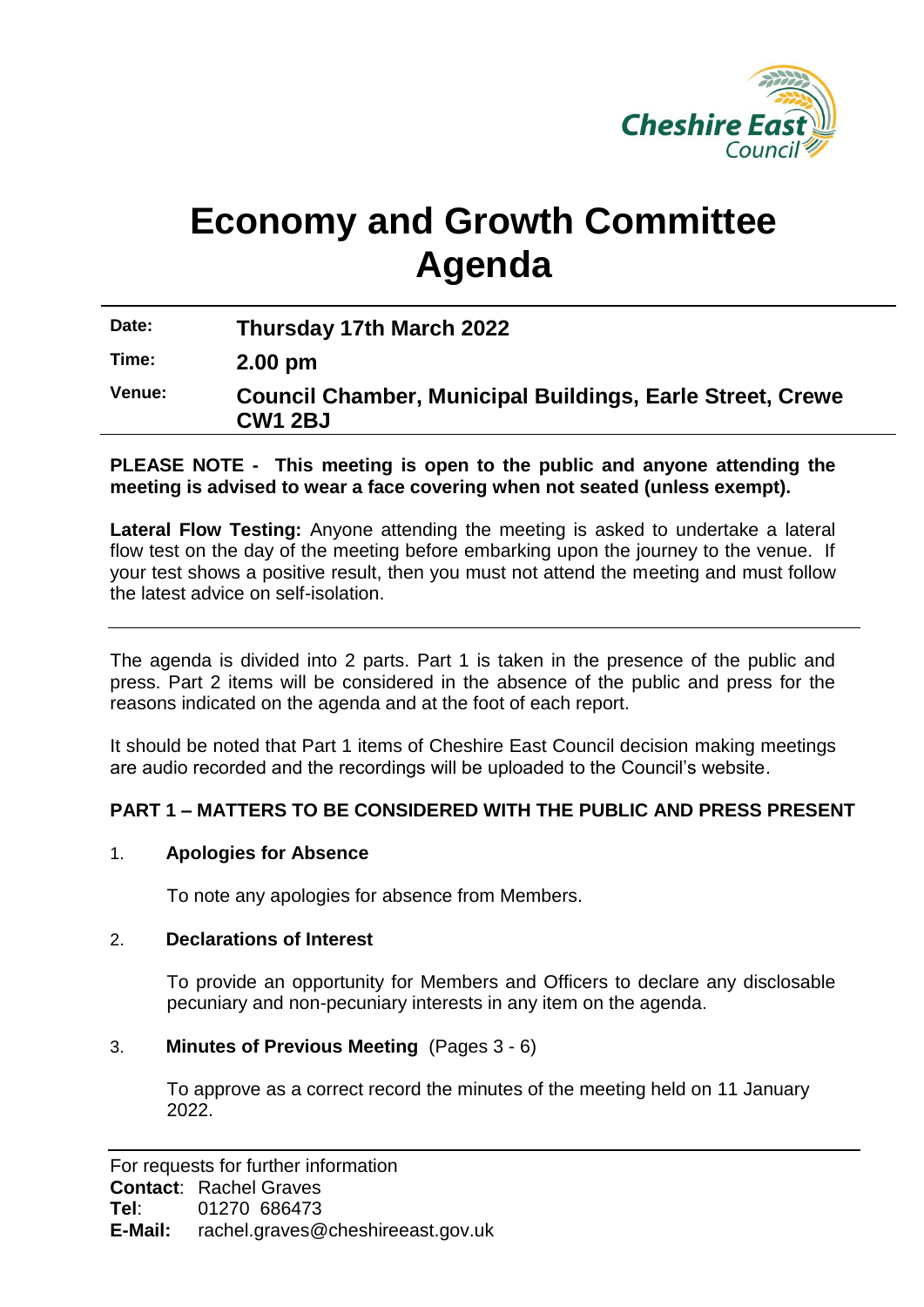# Economy and Growth Committee Agenda

| | |
|---|---|
| **Date:** | **Thursday 17th March 2022** |
| **Time:** | **2.00 pm** |
| **Venue:** | **Council Chamber, Municipal Buildings, Earle Street, Crewe CW1 2BJ** |

**PLEASE NOTE - This meeting is open to the public and anyone attending the meeting is advised to wear a face covering when not seated (unless exempt).**

**Lateral Flow Testing:** Anyone attending the meeting is asked to undertake a lateral flow test on the day of the meeting before embarking upon the journey to the venue. If your test shows a positive result, then you must not attend the meeting and must follow the latest advice on self-isolation.

The agenda is divided into 2 parts. Part 1 is taken in the presence of the public and press. Part 2 items will be considered in the absence of the public and press for the reasons indicated on the agenda and at the foot of each report.

It should be noted that Part 1 items of Cheshire East Council decision making meetings are audio recorded and the recordings will be uploaded to the Council's website.

**PART 1 – MATTERS TO BE CONSIDERED WITH THE PUBLIC AND PRESS PRESENT**

1. **Apologies for Absence**

   To note any apologies for absence from Members.

2. **Declarations of Interest**

   To provide an opportunity for Members and Officers to declare any disclosable pecuniary and non-pecuniary interests in any item on the agenda.

3. **Minutes of Previous Meeting** (Pages 3 - 6)

   To approve as a correct record the minutes of the meeting held on 11 January 2022.

For requests for further information
**Contact**: Rachel Graves
**Tel**: 01270 686473
**E-Mail:** rachel.graves@cheshireeast.gov.uk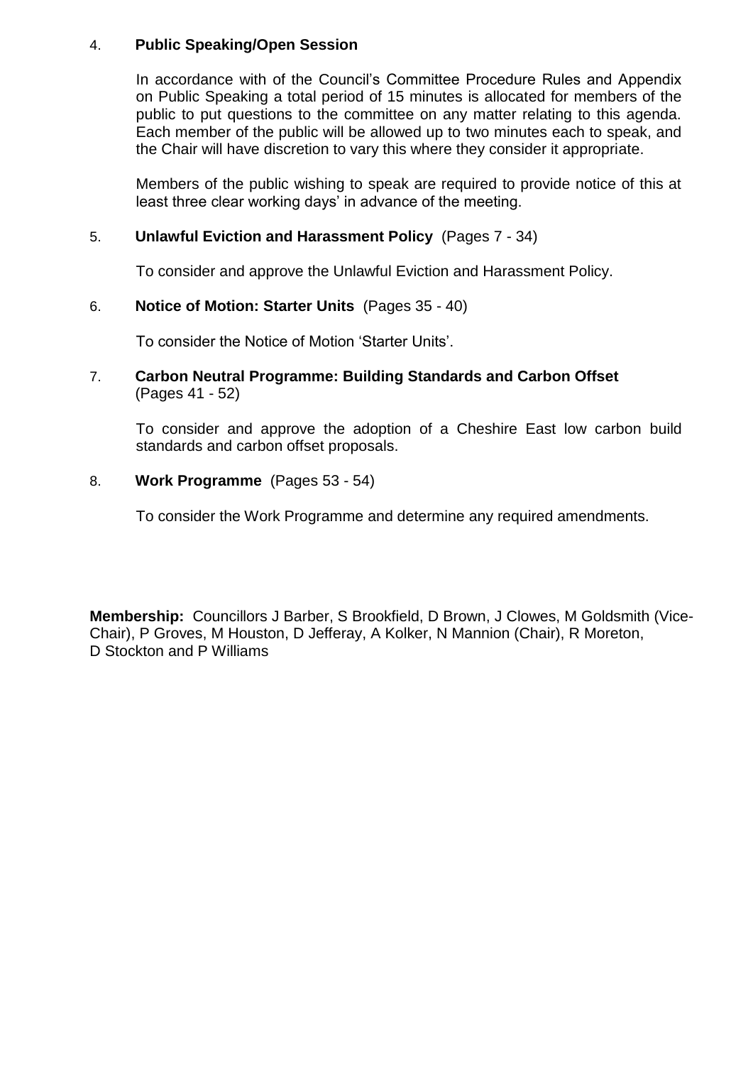4. **Public Speaking/Open Session**

   In accordance with of the Council's Committee Procedure Rules and Appendix on Public Speaking a total period of 15 minutes is allocated for members of the public to put questions to the committee on any matter relating to this agenda. Each member of the public will be allowed up to two minutes each to speak, and the Chair will have discretion to vary this where they consider it appropriate.

   Members of the public wishing to speak are required to provide notice of this at least three clear working days' in advance of the meeting.

5. **Unlawful Eviction and Harassment Policy** (Pages 7 - 34)

   To consider and approve the Unlawful Eviction and Harassment Policy.

6. **Notice of Motion: Starter Units** (Pages 35 - 40)

   To consider the Notice of Motion 'Starter Units'.

7. **Carbon Neutral Programme: Building Standards and Carbon Offset** (Pages 41 - 52)

   To consider and approve the adoption of a Cheshire East low carbon build standards and carbon offset proposals.

8. **Work Programme** (Pages 53 - 54)

   To consider the Work Programme and determine any required amendments.

**Membership:** Councillors J Barber, S Brookfield, D Brown, J Clowes, M Goldsmith (Vice-Chair), P Groves, M Houston, D Jefferay, A Kolker, N Mannion (Chair), R Moreton, D Stockton and P Williams